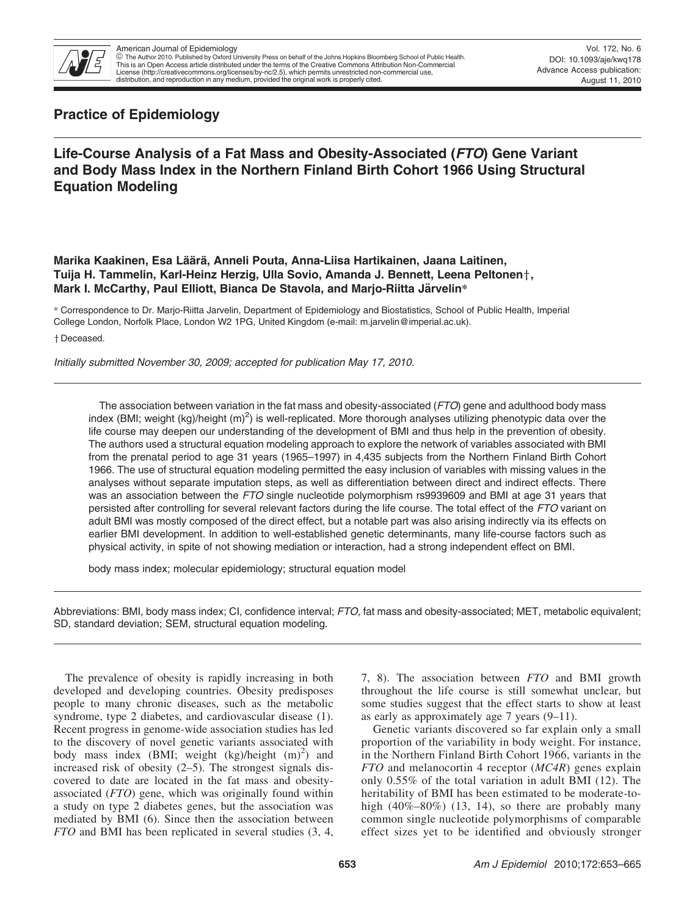## Practice of Epidemiology

# Life-Course Analysis of a Fat Mass and Obesity-Associated (*FTO*) Gene Variant and Body Mass Index in the Northern Finland Birth Cohort 1966 Using Structural Equation Modeling

**Marika Kaakinen, Esa Läärä, Anneli Pouta, Anna-Liisa Hartikainen, Jaana Laitinen, Tuija H. Tammelin, Karl-Heinz Herzig, Ulla Sovio, Amanda J. Bennett, Leena Peltonen†, Mark I. McCarthy, Paul Elliott, Bianca De Stavola, and Marjo-Riitta Järvelin***

* Correspondence to Dr. Marjo-Riitta Jarvelin, Department of Epidemiology and Biostatistics, School of Public Health, Imperial College London, Norfolk Place, London W2 1PG, United Kingdom (e-mail: m.jarvelin@imperial.ac.uk).

† Deceased.

*Initially submitted November 30, 2009; accepted for publication May 17, 2010.*

The association between variation in the fat mass and obesity-associated (*FTO*) gene and adulthood body mass index (BMI; weight (kg)/height (m)$^2$) is well-replicated. More thorough analyses utilizing phenotypic data over the life course may deepen our understanding of the development of BMI and thus help in the prevention of obesity. The authors used a structural equation modeling approach to explore the network of variables associated with BMI from the prenatal period to age 31 years (1965–1997) in 4,435 subjects from the Northern Finland Birth Cohort 1966. The use of structural equation modeling permitted the easy inclusion of variables with missing values in the analyses without separate imputation steps, as well as differentiation between direct and indirect effects. There was an association between the *FTO* single nucleotide polymorphism rs9939609 and BMI at age 31 years that persisted after controlling for several relevant factors during the life course. The total effect of the *FTO* variant on adult BMI was mostly composed of the direct effect, but a notable part was also arising indirectly via its effects on earlier BMI development. In addition to well-established genetic determinants, many life-course factors such as physical activity, in spite of not showing mediation or interaction, had a strong independent effect on BMI.

body mass index; molecular epidemiology; structural equation model

Abbreviations: BMI, body mass index; CI, confidence interval; *FTO*, fat mass and obesity-associated; MET, metabolic equivalent; SD, standard deviation; SEM, structural equation modeling.

The prevalence of obesity is rapidly increasing in both developed and developing countries. Obesity predisposes people to many chronic diseases, such as the metabolic syndrome, type 2 diabetes, and cardiovascular disease (1). Recent progress in genome-wide association studies has led to the discovery of novel genetic variants associated with body mass index (BMI; weight (kg)/height (m)$^2$) and increased risk of obesity (2–5). The strongest signals discovered to date are located in the fat mass and obesity-associated (*FTO*) gene, which was originally found within a study on type 2 diabetes genes, but the association was mediated by BMI (6). Since then the association between *FTO* and BMI has been replicated in several studies (3, 4, 7, 8). The association between *FTO* and BMI growth throughout the life course is still somewhat unclear, but some studies suggest that the effect starts to show at least as early as approximately age 7 years (9–11).

Genetic variants discovered so far explain only a small proportion of the variability in body weight. For instance, in the Northern Finland Birth Cohort 1966, variants in the *FTO* and melanocortin 4 receptor (*MC4R*) genes explain only 0.55% of the total variation in adult BMI (12). The heritability of BMI has been estimated to be moderate-to-high (40%–80%) (13, 14), so there are probably many common single nucleotide polymorphisms of comparable effect sizes yet to be identified and obviously stronger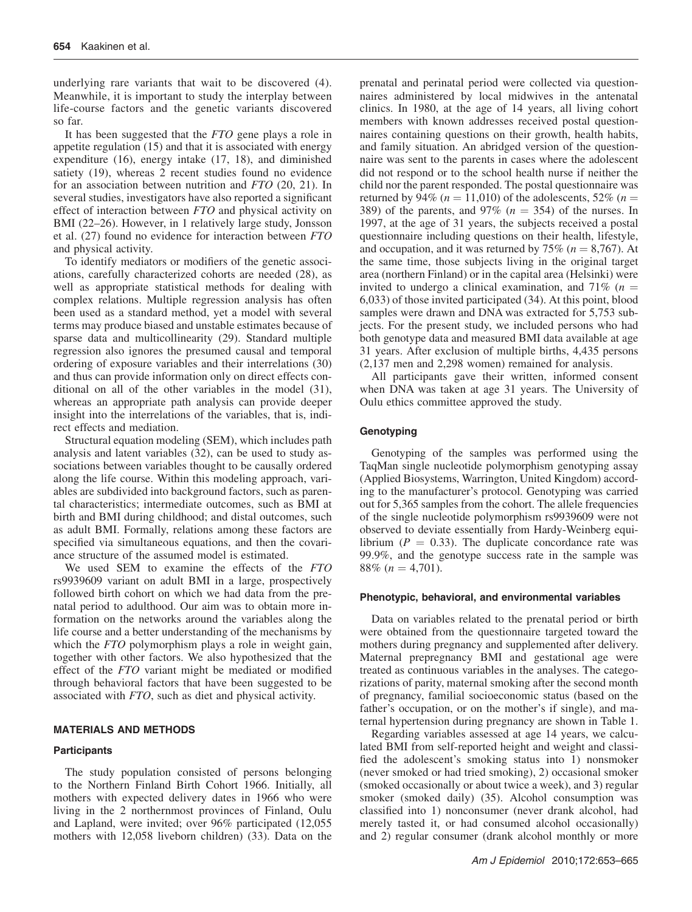underlying rare variants that wait to be discovered (4). Meanwhile, it is important to study the interplay between life-course factors and the genetic variants discovered so far.

It has been suggested that the *FTO* gene plays a role in appetite regulation (15) and that it is associated with energy expenditure (16), energy intake (17, 18), and diminished satiety (19), whereas 2 recent studies found no evidence for an association between nutrition and *FTO* (20, 21). In several studies, investigators have also reported a significant effect of interaction between *FTO* and physical activity on BMI (22–26). However, in 1 relatively large study, Jonsson et al. (27) found no evidence for interaction between *FTO* and physical activity.

To identify mediators or modifiers of the genetic associations, carefully characterized cohorts are needed (28), as well as appropriate statistical methods for dealing with complex relations. Multiple regression analysis has often been used as a standard method, yet a model with several terms may produce biased and unstable estimates because of sparse data and multicollinearity (29). Standard multiple regression also ignores the presumed causal and temporal ordering of exposure variables and their interrelations (30) and thus can provide information only on direct effects conditional on all of the other variables in the model (31), whereas an appropriate path analysis can provide deeper insight into the interrelations of the variables, that is, indirect effects and mediation.

Structural equation modeling (SEM), which includes path analysis and latent variables (32), can be used to study associations between variables thought to be causally ordered along the life course. Within this modeling approach, variables are subdivided into background factors, such as parental characteristics; intermediate outcomes, such as BMI at birth and BMI during childhood; and distal outcomes, such as adult BMI. Formally, relations among these factors are specified via simultaneous equations, and then the covariance structure of the assumed model is estimated.

We used SEM to examine the effects of the *FTO* rs9939609 variant on adult BMI in a large, prospectively followed birth cohort on which we had data from the prenatal period to adulthood. Our aim was to obtain more information on the networks around the variables along the life course and a better understanding of the mechanisms by which the *FTO* polymorphism plays a role in weight gain, together with other factors. We also hypothesized that the effect of the *FTO* variant might be mediated or modified through behavioral factors that have been suggested to be associated with *FTO*, such as diet and physical activity.

## MATERIALS AND METHODS

### Participants

The study population consisted of persons belonging to the Northern Finland Birth Cohort 1966. Initially, all mothers with expected delivery dates in 1966 who were living in the 2 northernmost provinces of Finland, Oulu and Lapland, were invited; over 96% participated (12,055 mothers with 12,058 liveborn children) (33). Data on the prenatal and perinatal period were collected via questionnaires administered by local midwives in the antenatal clinics. In 1980, at the age of 14 years, all living cohort members with known addresses received postal questionnaires containing questions on their growth, health habits, and family situation. An abridged version of the questionnaire was sent to the parents in cases where the adolescent did not respond or to the school health nurse if neither the child nor the parent responded. The postal questionnaire was returned by 94% ($n = 11{,}010$) of the adolescents, 52% ($n = 389$) of the parents, and 97% ($n = 354$) of the nurses. In 1997, at the age of 31 years, the subjects received a postal questionnaire including questions on their health, lifestyle, and occupation, and it was returned by 75% ($n = 8{,}767$). At the same time, those subjects living in the original target area (northern Finland) or in the capital area (Helsinki) were invited to undergo a clinical examination, and 71% ($n = 6{,}033$) of those invited participated (34). At this point, blood samples were drawn and DNA was extracted for 5,753 subjects. For the present study, we included persons who had both genotype data and measured BMI data available at age 31 years. After exclusion of multiple births, 4,435 persons (2,137 men and 2,298 women) remained for analysis.

All participants gave their written, informed consent when DNA was taken at age 31 years. The University of Oulu ethics committee approved the study.

### Genotyping

Genotyping of the samples was performed using the TaqMan single nucleotide polymorphism genotyping assay (Applied Biosystems, Warrington, United Kingdom) according to the manufacturer's protocol. Genotyping was carried out for 5,365 samples from the cohort. The allele frequencies of the single nucleotide polymorphism rs9939609 were not observed to deviate essentially from Hardy-Weinberg equilibrium ($P = 0.33$). The duplicate concordance rate was 99.9%, and the genotype success rate in the sample was 88% ($n = 4{,}701$).

### Phenotypic, behavioral, and environmental variables

Data on variables related to the prenatal period or birth were obtained from the questionnaire targeted toward the mothers during pregnancy and supplemented after delivery. Maternal prepregnancy BMI and gestational age were treated as continuous variables in the analyses. The categorizations of parity, maternal smoking after the second month of pregnancy, familial socioeconomic status (based on the father's occupation, or on the mother's if single), and maternal hypertension during pregnancy are shown in Table 1.

Regarding variables assessed at age 14 years, we calculated BMI from self-reported height and weight and classified the adolescent's smoking status into 1) nonsmoker (never smoked or had tried smoking), 2) occasional smoker (smoked occasionally or about twice a week), and 3) regular smoker (smoked daily) (35). Alcohol consumption was classified into 1) nonconsumer (never drank alcohol, had merely tasted it, or had consumed alcohol occasionally) and 2) regular consumer (drank alcohol monthly or more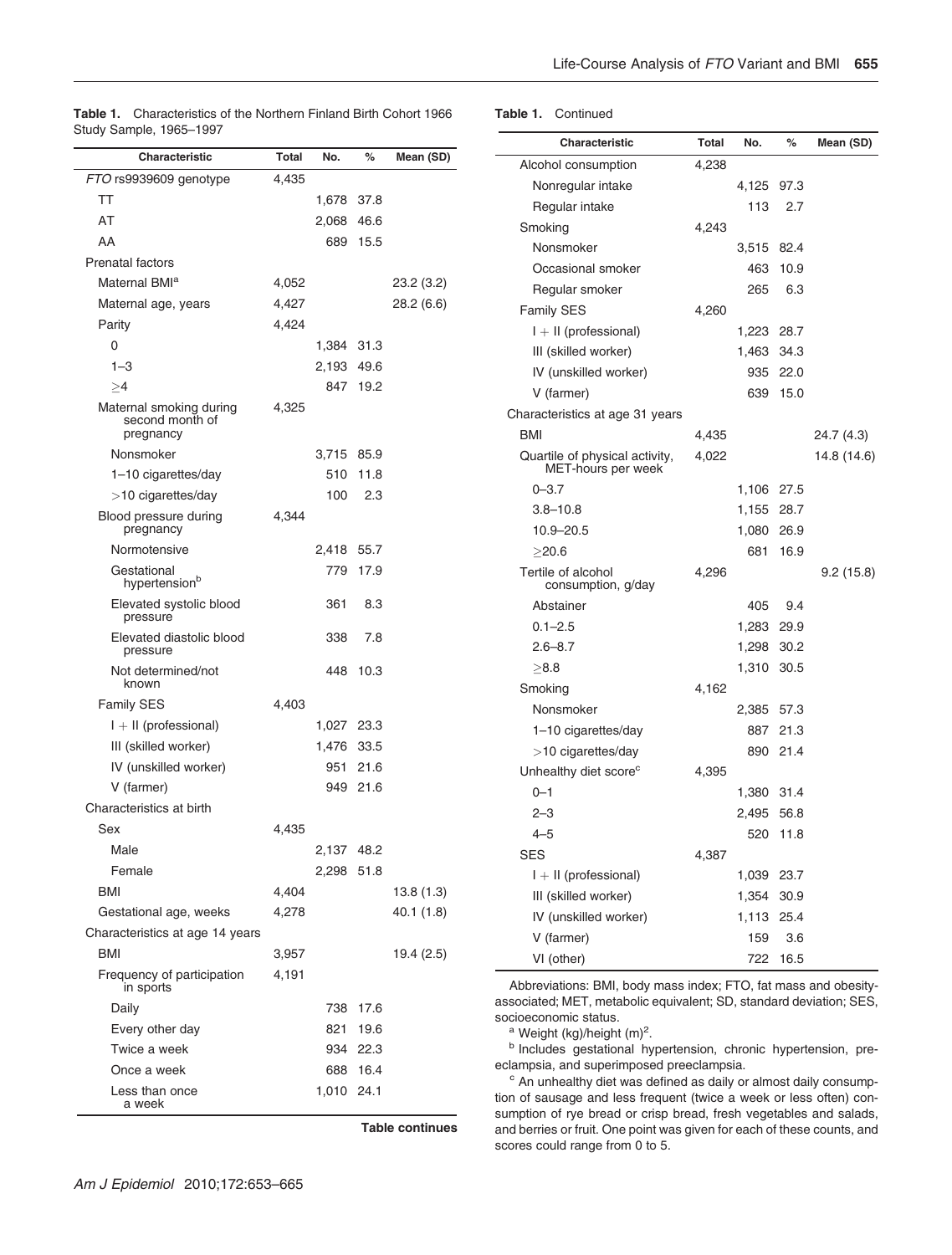**Table 1.** Characteristics of the Northern Finland Birth Cohort 1966 Study Sample, 1965–1997

| Characteristic | Total | No. | % | Mean (SD) |
|---|---|---|---|---|
| *FTO* rs9939609 genotype | 4,435 | | | |
| TT | | 1,678 | 37.8 | |
| AT | | 2,068 | 46.6 | |
| AA | | 689 | 15.5 | |
| Prenatal factors | | | | |
| Maternal BMI[a] | 4,052 | | | 23.2 (3.2) |
| Maternal age, years | 4,427 | | | 28.2 (6.6) |
| Parity | 4,424 | | | |
| 0 | | 1,384 | 31.3 | |
| 1–3 | | 2,193 | 49.6 | |
| ≥4 | | 847 | 19.2 | |
| Maternal smoking during second month of pregnancy | 4,325 | | | |
| Nonsmoker | | 3,715 | 85.9 | |
| 1–10 cigarettes/day | | 510 | 11.8 | |
| >10 cigarettes/day | | 100 | 2.3 | |
| Blood pressure during pregnancy | 4,344 | | | |
| Normotensive | | 2,418 | 55.7 | |
| Gestational hypertension[b] | | 779 | 17.9 | |
| Elevated systolic blood pressure | | 361 | 8.3 | |
| Elevated diastolic blood pressure | | 338 | 7.8 | |
| Not determined/not known | | 448 | 10.3 | |
| Family SES | 4,403 | | | |
| I + II (professional) | | 1,027 | 23.3 | |
| III (skilled worker) | | 1,476 | 33.5 | |
| IV (unskilled worker) | | 951 | 21.6 | |
| V (farmer) | | 949 | 21.6 | |
| Characteristics at birth | | | | |
| Sex | 4,435 | | | |
| Male | | 2,137 | 48.2 | |
| Female | | 2,298 | 51.8 | |
| BMI | 4,404 | | | 13.8 (1.3) |
| Gestational age, weeks | 4,278 | | | 40.1 (1.8) |
| Characteristics at age 14 years | | | | |
| BMI | 3,957 | | | 19.4 (2.5) |
| Frequency of participation in sports | 4,191 | | | |
| Daily | | 738 | 17.6 | |
| Every other day | | 821 | 19.6 | |
| Twice a week | | 934 | 22.3 | |
| Once a week | | 688 | 16.4 | |
| Less than once a week | | 1,010 | 24.1 | |
| Alcohol consumption | 4,238 | | | |
| Nonregular intake | | 4,125 | 97.3 | |
| Regular intake | | 113 | 2.7 | |
| Smoking | 4,243 | | | |
| Nonsmoker | | 3,515 | 82.4 | |
| Occasional smoker | | 463 | 10.9 | |
| Regular smoker | | 265 | 6.3 | |
| Family SES | 4,260 | | | |
| I + II (professional) | | 1,223 | 28.7 | |
| III (skilled worker) | | 1,463 | 34.3 | |
| IV (unskilled worker) | | 935 | 22.0 | |
| V (farmer) | | 639 | 15.0 | |
| Characteristics at age 31 years | | | | |
| BMI | 4,435 | | | 24.7 (4.3) |
| Quartile of physical activity, MET-hours per week | 4,022 | | | 14.8 (14.6) |
| 0–3.7 | | 1,106 | 27.5 | |
| 3.8–10.8 | | 1,155 | 28.7 | |
| 10.9–20.5 | | 1,080 | 26.9 | |
| ≥20.6 | | 681 | 16.9 | |
| Tertile of alcohol consumption, g/day | 4,296 | | | 9.2 (15.8) |
| Abstainer | | 405 | 9.4 | |
| 0.1–2.5 | | 1,283 | 29.9 | |
| 2.6–8.7 | | 1,298 | 30.2 | |
| ≥8.8 | | 1,310 | 30.5 | |
| Smoking | 4,162 | | | |
| Nonsmoker | | 2,385 | 57.3 | |
| 1–10 cigarettes/day | | 887 | 21.3 | |
| >10 cigarettes/day | | 890 | 21.4 | |
| Unhealthy diet score[c] | 4,395 | | | |
| 0–1 | | 1,380 | 31.4 | |
| 2–3 | | 2,495 | 56.8 | |
| 4–5 | | 520 | 11.8 | |
| SES | 4,387 | | | |
| I + II (professional) | | 1,039 | 23.7 | |
| III (skilled worker) | | 1,354 | 30.9 | |
| IV (unskilled worker) | | 1,113 | 25.4 | |
| V (farmer) | | 159 | 3.6 | |
| VI (other) | | 722 | 16.5 | |

Abbreviations: BMI, body mass index; FTO, fat mass and obesity-associated; MET, metabolic equivalent; SD, standard deviation; SES, socioeconomic status.

[a] Weight (kg)/height $(m)^2$.

[b] Includes gestational hypertension, chronic hypertension, pre-eclampsia, and superimposed preeclampsia.

[c] An unhealthy diet was defined as daily or almost daily consumption of sausage and less frequent (twice a week or less often) consumption of rye bread or crisp bread, fresh vegetables and salads, and berries or fruit. One point was given for each of these counts, and scores could range from 0 to 5.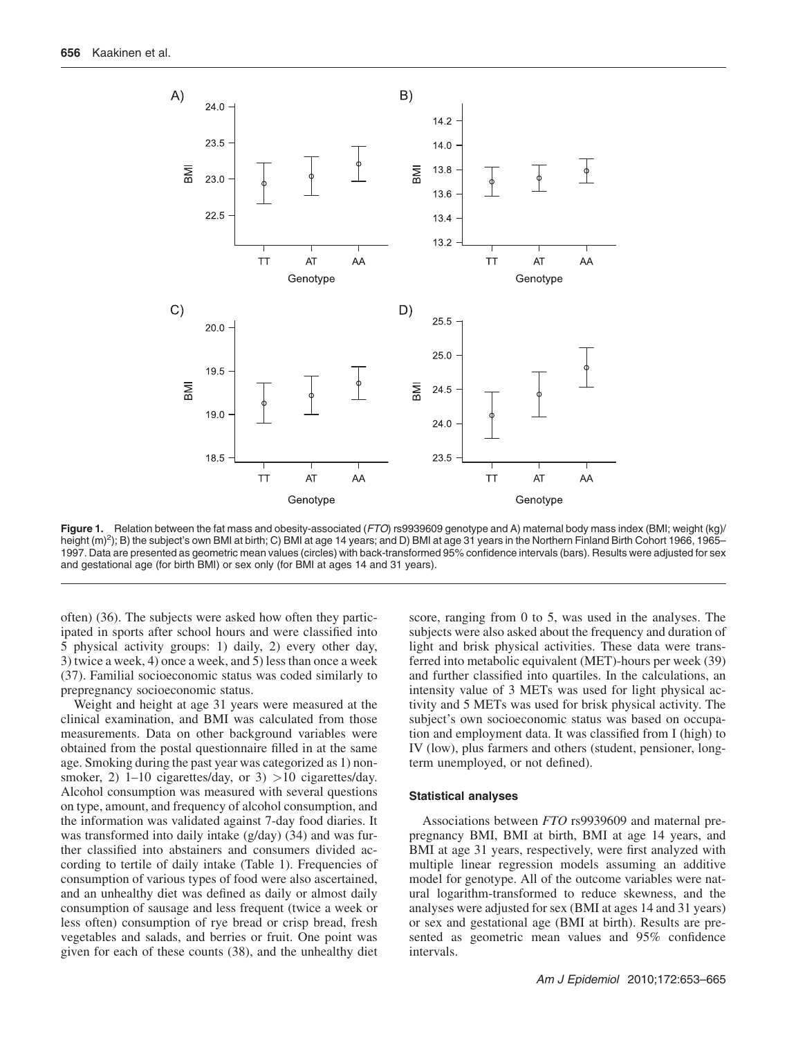Figure 1. Relation between the fat mass and obesity-associated (*FTO*) rs9939609 genotype and A) maternal body mass index (BMI; weight (kg)/height (m)$^2$); B) the subject's own BMI at birth; C) BMI at age 14 years; and D) BMI at age 31 years in the Northern Finland Birth Cohort 1966, 1965–1997. Data are presented as geometric mean values (circles) with back-transformed 95% confidence intervals (bars). Results were adjusted for sex and gestational age (for birth BMI) or sex only (for BMI at ages 14 and 31 years).

often) (36). The subjects were asked how often they participated in sports after school hours and were classified into 5 physical activity groups: 1) daily, 2) every other day, 3) twice a week, 4) once a week, and 5) less than once a week (37). Familial socioeconomic status was coded similarly to prepregnancy socioeconomic status.

Weight and height at age 31 years were measured at the clinical examination, and BMI was calculated from those measurements. Data on other background variables were obtained from the postal questionnaire filled in at the same age. Smoking during the past year was categorized as 1) nonsmoker, 2) 1–10 cigarettes/day, or 3) >10 cigarettes/day. Alcohol consumption was measured with several questions on type, amount, and frequency of alcohol consumption, and the information was validated against 7-day food diaries. It was transformed into daily intake (g/day) (34) and was further classified into abstainers and consumers divided according to tertile of daily intake (Table 1). Frequencies of consumption of various types of food were also ascertained, and an unhealthy diet was defined as daily or almost daily consumption of sausage and less frequent (twice a week or less often) consumption of rye bread or crisp bread, fresh vegetables and salads, and berries or fruit. One point was given for each of these counts (38), and the unhealthy diet score, ranging from 0 to 5, was used in the analyses. The subjects were also asked about the frequency and duration of light and brisk physical activities. These data were transferred into metabolic equivalent (MET)-hours per week (39) and further classified into quartiles. In the calculations, an intensity value of 3 METs was used for light physical activity and 5 METs was used for brisk physical activity. The subject's own socioeconomic status was based on occupation and employment data. It was classified from I (high) to IV (low), plus farmers and others (student, pensioner, long-term unemployed, or not defined).

### Statistical analyses

Associations between *FTO* rs9939609 and maternal prepregnancy BMI, BMI at birth, BMI at age 14 years, and BMI at age 31 years, respectively, were first analyzed with multiple linear regression models assuming an additive model for genotype. All of the outcome variables were natural logarithm-transformed to reduce skewness, and the analyses were adjusted for sex (BMI at ages 14 and 31 years) or sex and gestational age (BMI at birth). Results are presented as geometric mean values and 95% confidence intervals.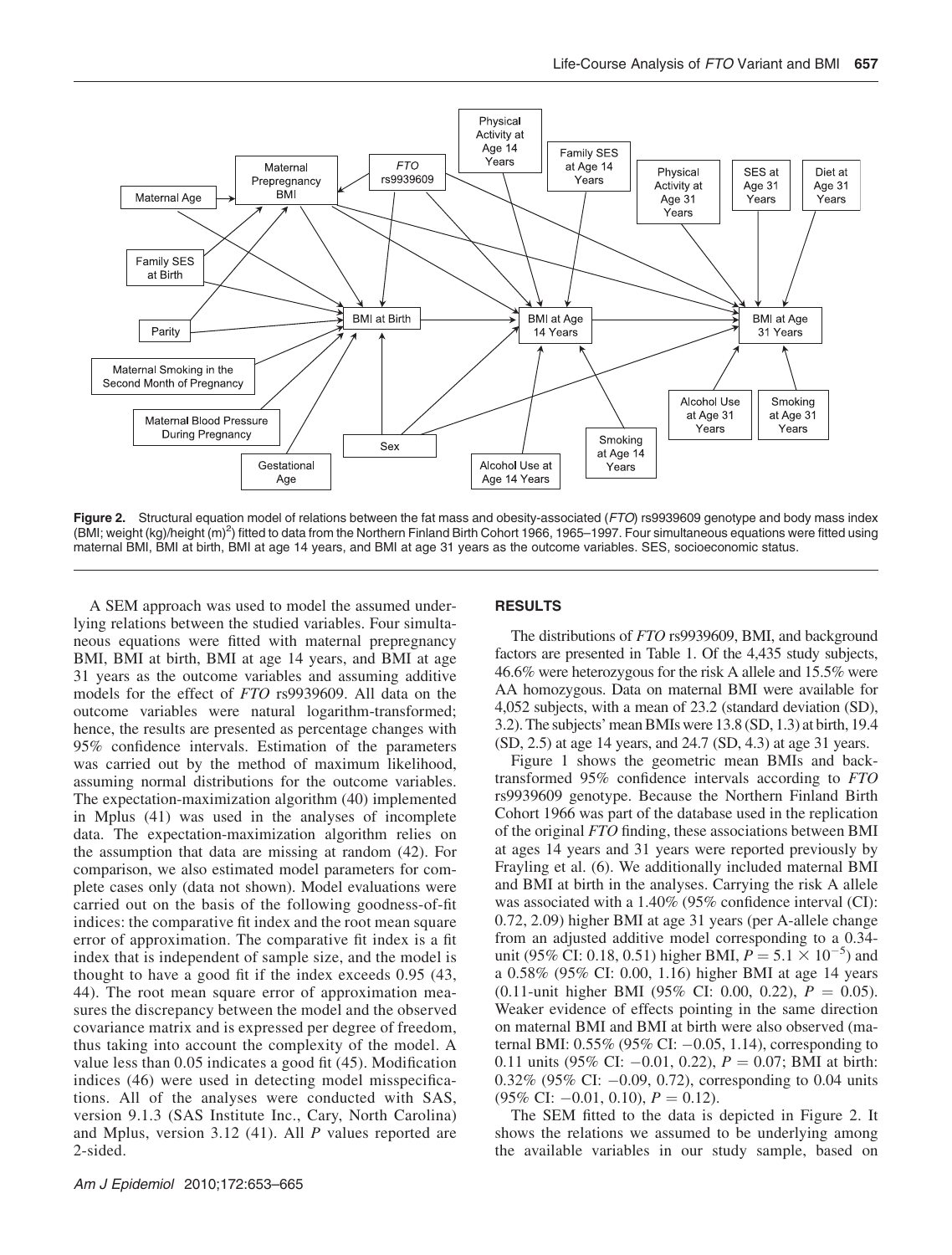**Figure 2.** Structural equation model of relations between the fat mass and obesity-associated (*FTO*) rs9939609 genotype and body mass index (BMI; weight (kg)/height (m)$^2$) fitted to data from the Northern Finland Birth Cohort 1966, 1965–1997. Four simultaneous equations were fitted using maternal BMI, BMI at birth, BMI at age 14 years, and BMI at age 31 years as the outcome variables. SES, socioeconomic status.

A SEM approach was used to model the assumed underlying relations between the studied variables. Four simultaneous equations were fitted with maternal prepregnancy BMI, BMI at birth, BMI at age 14 years, and BMI at age 31 years as the outcome variables and assuming additive models for the effect of *FTO* rs9939609. All data on the outcome variables were natural logarithm-transformed; hence, the results are presented as percentage changes with 95% confidence intervals. Estimation of the parameters was carried out by the method of maximum likelihood, assuming normal distributions for the outcome variables. The expectation-maximization algorithm (40) implemented in Mplus (41) was used in the analyses of incomplete data. The expectation-maximization algorithm relies on the assumption that data are missing at random (42). For comparison, we also estimated model parameters for complete cases only (data not shown). Model evaluations were carried out on the basis of the following goodness-of-fit indices: the comparative fit index and the root mean square error of approximation. The comparative fit index is a fit index that is independent of sample size, and the model is thought to have a good fit if the index exceeds 0.95 (43, 44). The root mean square error of approximation measures the discrepancy between the model and the observed covariance matrix and is expressed per degree of freedom, thus taking into account the complexity of the model. A value less than 0.05 indicates a good fit (45). Modification indices (46) were used in detecting model misspecifications. All of the analyses were conducted with SAS, version 9.1.3 (SAS Institute Inc., Cary, North Carolina) and Mplus, version 3.12 (41). All *P* values reported are 2-sided.

## RESULTS

The distributions of *FTO* rs9939609, BMI, and background factors are presented in Table 1. Of the 4,435 study subjects, 46.6% were heterozygous for the risk A allele and 15.5% were AA homozygous. Data on maternal BMI were available for 4,052 subjects, with a mean of 23.2 (standard deviation (SD), 3.2). The subjects' mean BMIs were 13.8 (SD, 1.3) at birth, 19.4 (SD, 2.5) at age 14 years, and 24.7 (SD, 4.3) at age 31 years.

Figure 1 shows the geometric mean BMIs and back-transformed 95% confidence intervals according to *FTO* rs9939609 genotype. Because the Northern Finland Birth Cohort 1966 was part of the database used in the replication of the original *FTO* finding, these associations between BMI at ages 14 years and 31 years were reported previously by Frayling et al. (6). We additionally included maternal BMI and BMI at birth in the analyses. Carrying the risk A allele was associated with a 1.40% (95% confidence interval (CI): 0.72, 2.09) higher BMI at age 31 years (per A-allele change from an adjusted additive model corresponding to a 0.34-unit (95% CI: 0.18, 0.51) higher BMI, $P = 5.1 \times 10^{-5}$) and a 0.58% (95% CI: 0.00, 1.16) higher BMI at age 14 years (0.11-unit higher BMI (95% CI: 0.00, 0.22), $P = 0.05$). Weaker evidence of effects pointing in the same direction on maternal BMI and BMI at birth were also observed (maternal BMI: 0.55% (95% CI: −0.05, 1.14), corresponding to 0.11 units (95% CI: −0.01, 0.22), $P = 0.07$; BMI at birth: 0.32% (95% CI: −0.09, 0.72), corresponding to 0.04 units (95% CI: −0.01, 0.10), $P = 0.12$).

The SEM fitted to the data is depicted in Figure 2. It shows the relations we assumed to be underlying among the available variables in our study sample, based on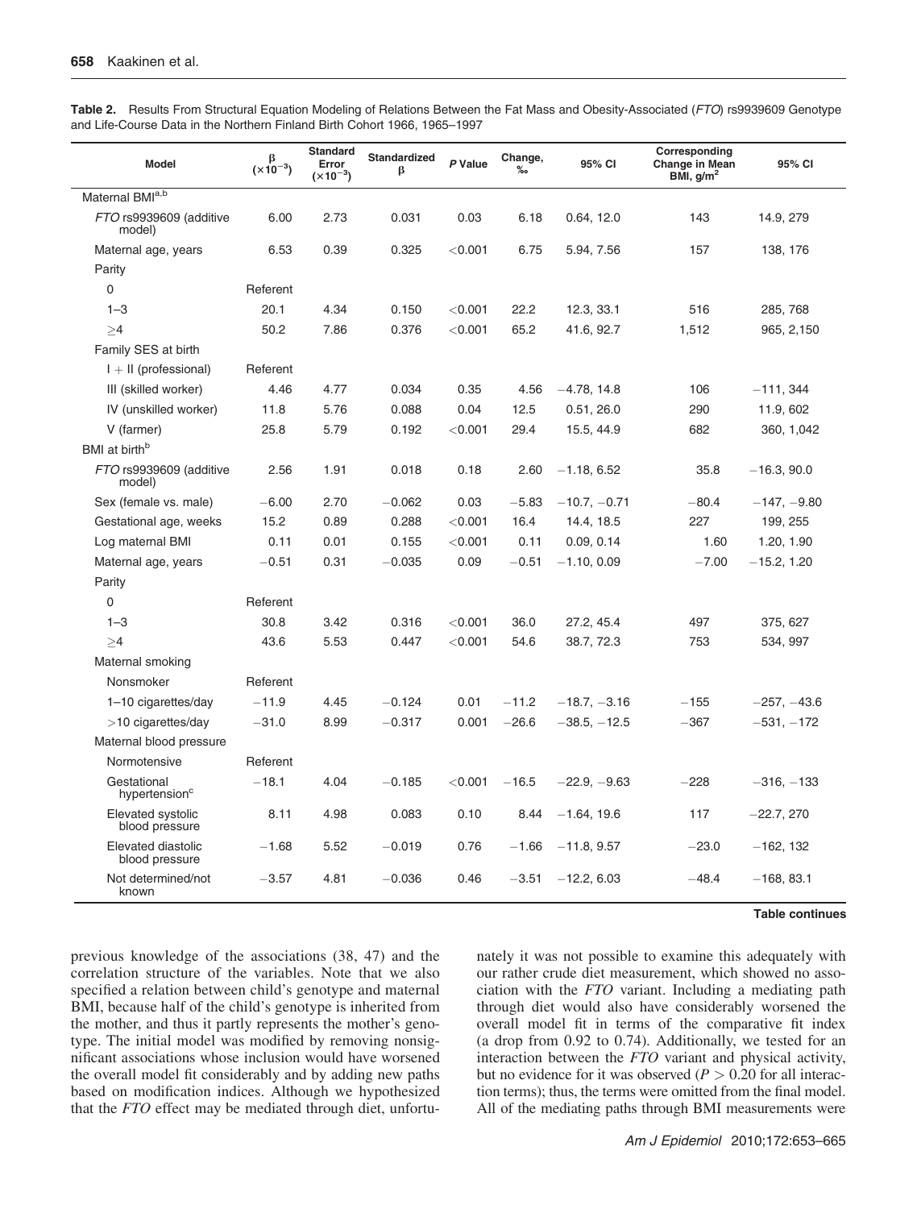**Table 2.** Results From Structural Equation Modeling of Relations Between the Fat Mass and Obesity-Associated (*FTO*) rs9939609 Genotype and Life-Course Data in the Northern Finland Birth Cohort 1966, 1965–1997

| Model | β ($\times 10^{-3}$) | Standard Error ($\times 10^{-3}$) | Standardized β | *P* Value | Change, ‰ | 95% CI | Corresponding Change in Mean BMI, g/m$^2$ | 95% CI |
|---|---|---|---|---|---|---|---|---|
| Maternal BMI[a,b] | | | | | | | | |
| *FTO* rs9939609 (additive model) | 6.00 | 2.73 | 0.031 | 0.03 | 6.18 | 0.64, 12.0 | 143 | 14.9, 279 |
| Maternal age, years | 6.53 | 0.39 | 0.325 | <0.001 | 6.75 | 5.94, 7.56 | 157 | 138, 176 |
| Parity | | | | | | | | |
| 0 | Referent | | | | | | | |
| 1–3 | 20.1 | 4.34 | 0.150 | <0.001 | 22.2 | 12.3, 33.1 | 516 | 285, 768 |
| ≥4 | 50.2 | 7.86 | 0.376 | <0.001 | 65.2 | 41.6, 92.7 | 1,512 | 965, 2,150 |
| Family SES at birth | | | | | | | | |
| I + II (professional) | Referent | | | | | | | |
| III (skilled worker) | 4.46 | 4.77 | 0.034 | 0.35 | 4.56 | −4.78, 14.8 | 106 | −111, 344 |
| IV (unskilled worker) | 11.8 | 5.76 | 0.088 | 0.04 | 12.5 | 0.51, 26.0 | 290 | 11.9, 602 |
| V (farmer) | 25.8 | 5.79 | 0.192 | <0.001 | 29.4 | 15.5, 44.9 | 682 | 360, 1,042 |
| BMI at birth[b] | | | | | | | | |
| *FTO* rs9939609 (additive model) | 2.56 | 1.91 | 0.018 | 0.18 | 2.60 | −1.18, 6.52 | 35.8 | −16.3, 90.0 |
| Sex (female vs. male) | −6.00 | 2.70 | −0.062 | 0.03 | −5.83 | −10.7, −0.71 | −80.4 | −147, −9.80 |
| Gestational age, weeks | 15.2 | 0.89 | 0.288 | <0.001 | 16.4 | 14.4, 18.5 | 227 | 199, 255 |
| Log maternal BMI | 0.11 | 0.01 | 0.155 | <0.001 | 0.11 | 0.09, 0.14 | 1.60 | 1.20, 1.90 |
| Maternal age, years | −0.51 | 0.31 | −0.035 | 0.09 | −0.51 | −1.10, 0.09 | −7.00 | −15.2, 1.20 |
| Parity | | | | | | | | |
| 0 | Referent | | | | | | | |
| 1–3 | 30.8 | 3.42 | 0.316 | <0.001 | 36.0 | 27.2, 45.4 | 497 | 375, 627 |
| ≥4 | 43.6 | 5.53 | 0.447 | <0.001 | 54.6 | 38.7, 72.3 | 753 | 534, 997 |
| Maternal smoking | | | | | | | | |
| Nonsmoker | Referent | | | | | | | |
| 1–10 cigarettes/day | −11.9 | 4.45 | −0.124 | 0.01 | −11.2 | −18.7, −3.16 | −155 | −257, −43.6 |
| >10 cigarettes/day | −31.0 | 8.99 | −0.317 | 0.001 | −26.6 | −38.5, −12.5 | −367 | −531, −172 |
| Maternal blood pressure | | | | | | | | |
| Normotensive | Referent | | | | | | | |
| Gestational hypertension[c] | −18.1 | 4.04 | −0.185 | <0.001 | −16.5 | −22.9, −9.63 | −228 | −316, −133 |
| Elevated systolic blood pressure | 8.11 | 4.98 | 0.083 | 0.10 | 8.44 | −1.64, 19.6 | 117 | −22.7, 270 |
| Elevated diastolic blood pressure | −1.68 | 5.52 | −0.019 | 0.76 | −1.66 | −11.8, 9.57 | −23.0 | −162, 132 |
| Not determined/not known | −3.57 | 4.81 | −0.036 | 0.46 | −3.51 | −12.2, 6.03 | −48.4 | −168, 83.1 |

**Table continues**

previous knowledge of the associations (38, 47) and the correlation structure of the variables. Note that we also specified a relation between child's genotype and maternal BMI, because half of the child's genotype is inherited from the mother, and thus it partly represents the mother's genotype. The initial model was modified by removing nonsignificant associations whose inclusion would have worsened the overall model fit considerably and by adding new paths based on modification indices. Although we hypothesized that the *FTO* effect may be mediated through diet, unfortunately it was not possible to examine this adequately with our rather crude diet measurement, which showed no association with the *FTO* variant. Including a mediating path through diet would also have considerably worsened the overall model fit in terms of the comparative fit index (a drop from 0.92 to 0.74). Additionally, we tested for an interaction between the *FTO* variant and physical activity, but no evidence for it was observed ($P > 0.20$ for all interaction terms); thus, the terms were omitted from the final model. All of the mediating paths through BMI measurements were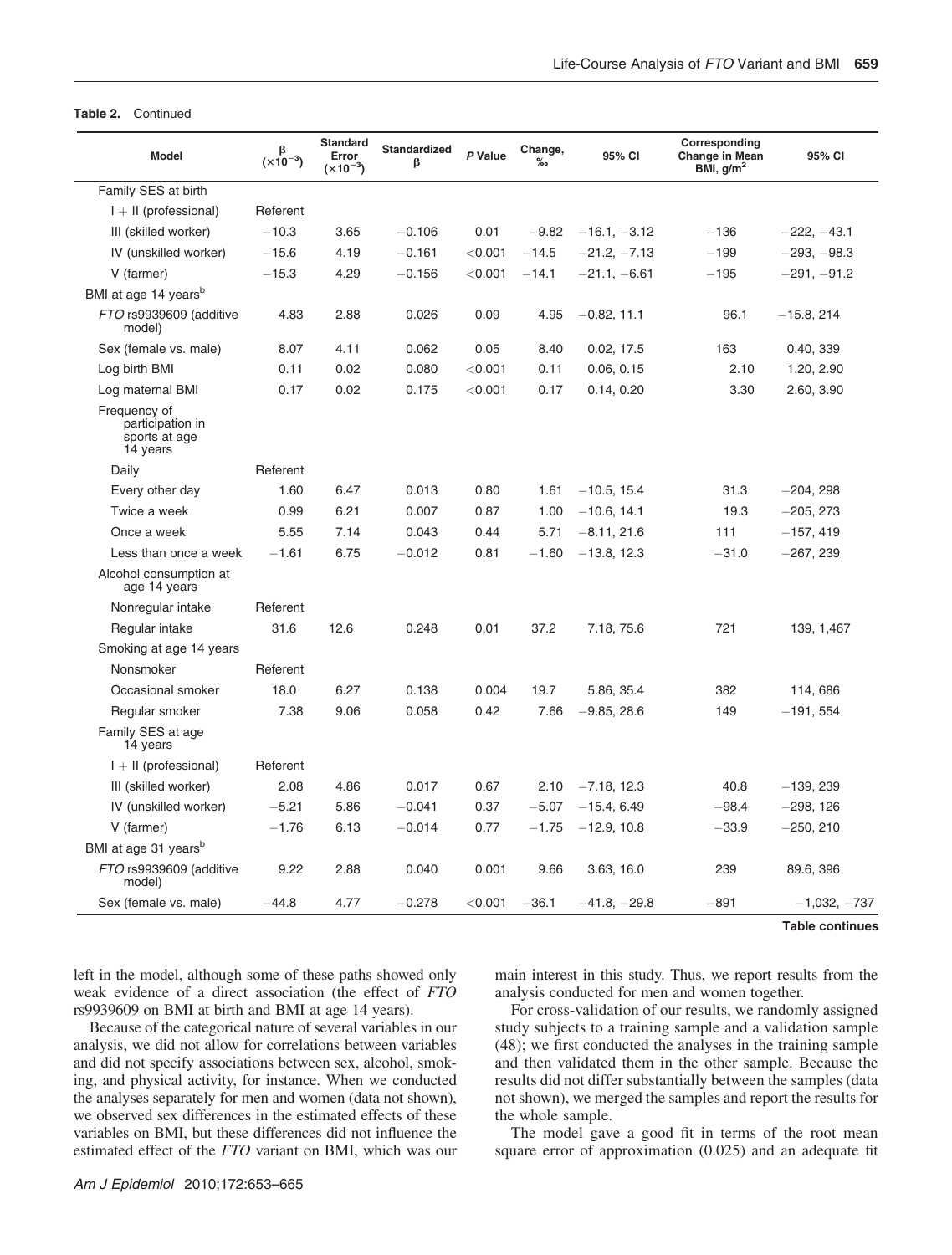**Table 2.** Continued

| Model | β ($\times 10^{-3}$) | Standard Error ($\times 10^{-3}$) | Standardized β | P Value | Change, ‰ | 95% CI | Corresponding Change in Mean BMI, g/m$^2$ | 95% CI |
|---|---|---|---|---|---|---|---|---|
| Family SES at birth | | | | | | | | |
| I + II (professional) | Referent | | | | | | | |
| III (skilled worker) | −10.3 | 3.65 | −0.106 | 0.01 | −9.82 | −16.1, −3.12 | −136 | −222, −43.1 |
| IV (unskilled worker) | −15.6 | 4.19 | −0.161 | <0.001 | −14.5 | −21.2, −7.13 | −199 | −293, −98.3 |
| V (farmer) | −15.3 | 4.29 | −0.156 | <0.001 | −14.1 | −21.1, −6.61 | −195 | −291, −91.2 |
| BMI at age 14 years[b] | | | | | | | | |
| *FTO* rs9939609 (additive model) | 4.83 | 2.88 | 0.026 | 0.09 | 4.95 | −0.82, 11.1 | 96.1 | −15.8, 214 |
| Sex (female vs. male) | 8.07 | 4.11 | 0.062 | 0.05 | 8.40 | 0.02, 17.5 | 163 | 0.40, 339 |
| Log birth BMI | 0.11 | 0.02 | 0.080 | <0.001 | 0.11 | 0.06, 0.15 | 2.10 | 1.20, 2.90 |
| Log maternal BMI | 0.17 | 0.02 | 0.175 | <0.001 | 0.17 | 0.14, 0.20 | 3.30 | 2.60, 3.90 |
| Frequency of participation in sports at age 14 years | | | | | | | | |
| Daily | Referent | | | | | | | |
| Every other day | 1.60 | 6.47 | 0.013 | 0.80 | 1.61 | −10.5, 15.4 | 31.3 | −204, 298 |
| Twice a week | 0.99 | 6.21 | 0.007 | 0.87 | 1.00 | −10.6, 14.1 | 19.3 | −205, 273 |
| Once a week | 5.55 | 7.14 | 0.043 | 0.44 | 5.71 | −8.11, 21.6 | 111 | −157, 419 |
| Less than once a week | −1.61 | 6.75 | −0.012 | 0.81 | −1.60 | −13.8, 12.3 | −31.0 | −267, 239 |
| Alcohol consumption at age 14 years | | | | | | | | |
| Nonregular intake | Referent | | | | | | | |
| Regular intake | 31.6 | 12.6 | 0.248 | 0.01 | 37.2 | 7.18, 75.6 | 721 | 139, 1,467 |
| Smoking at age 14 years | | | | | | | | |
| Nonsmoker | Referent | | | | | | | |
| Occasional smoker | 18.0 | 6.27 | 0.138 | 0.004 | 19.7 | 5.86, 35.4 | 382 | 114, 686 |
| Regular smoker | 7.38 | 9.06 | 0.058 | 0.42 | 7.66 | −9.85, 28.6 | 149 | −191, 554 |
| Family SES at age 14 years | | | | | | | | |
| I + II (professional) | Referent | | | | | | | |
| III (skilled worker) | 2.08 | 4.86 | 0.017 | 0.67 | 2.10 | −7.18, 12.3 | 40.8 | −139, 239 |
| IV (unskilled worker) | −5.21 | 5.86 | −0.041 | 0.37 | −5.07 | −15.4, 6.49 | −98.4 | −298, 126 |
| V (farmer) | −1.76 | 6.13 | −0.014 | 0.77 | −1.75 | −12.9, 10.8 | −33.9 | −250, 210 |
| BMI at age 31 years[b] | | | | | | | | |
| *FTO* rs9939609 (additive model) | 9.22 | 2.88 | 0.040 | 0.001 | 9.66 | 3.63, 16.0 | 239 | 89.6, 396 |
| Sex (female vs. male) | −44.8 | 4.77 | −0.278 | <0.001 | −36.1 | −41.8, −29.8 | −891 | −1,032, −737 |

**Table continues**

left in the model, although some of these paths showed only weak evidence of a direct association (the effect of *FTO* rs9939609 on BMI at birth and BMI at age 14 years).

Because of the categorical nature of several variables in our analysis, we did not allow for correlations between variables and did not specify associations between sex, alcohol, smoking, and physical activity, for instance. When we conducted the analyses separately for men and women (data not shown), we observed sex differences in the estimated effects of these variables on BMI, but these differences did not influence the estimated effect of the *FTO* variant on BMI, which was our main interest in this study. Thus, we report results from the analysis conducted for men and women together.

For cross-validation of our results, we randomly assigned study subjects to a training sample and a validation sample (48); we first conducted the analyses in the training sample and then validated them in the other sample. Because the results did not differ substantially between the samples (data not shown), we merged the samples and report the results for the whole sample.

The model gave a good fit in terms of the root mean square error of approximation (0.025) and an adequate fit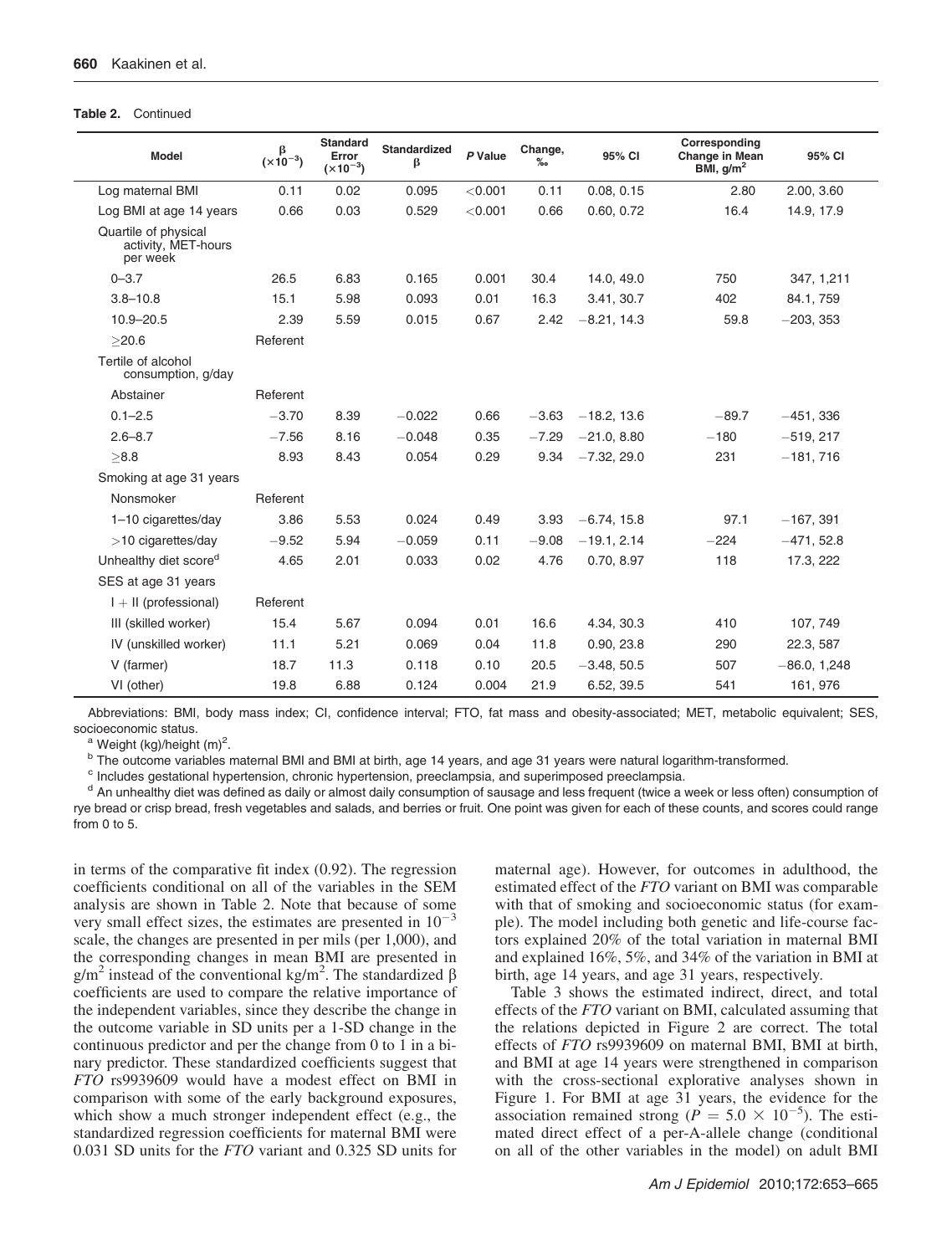**Table 2.** Continued

| Model | β (×10$^{-3}$) | Standard Error (×10$^{-3}$) | Standardized β | *P* Value | Change, ‰ | 95% CI | Corresponding Change in Mean BMI, g/m$^2$ | 95% CI |
|---|---|---|---|---|---|---|---|---|
| Log maternal BMI | 0.11 | 0.02 | 0.095 | <0.001 | 0.11 | 0.08, 0.15 | 2.80 | 2.00, 3.60 |
| Log BMI at age 14 years | 0.66 | 0.03 | 0.529 | <0.001 | 0.66 | 0.60, 0.72 | 16.4 | 14.9, 17.9 |
| Quartile of physical activity, MET-hours per week | | | | | | | | |
| 0–3.7 | 26.5 | 6.83 | 0.165 | 0.001 | 30.4 | 14.0, 49.0 | 750 | 347, 1,211 |
| 3.8–10.8 | 15.1 | 5.98 | 0.093 | 0.01 | 16.3 | 3.41, 30.7 | 402 | 84.1, 759 |
| 10.9–20.5 | 2.39 | 5.59 | 0.015 | 0.67 | 2.42 | −8.21, 14.3 | 59.8 | −203, 353 |
| ≥20.6 | Referent | | | | | | | |
| Tertile of alcohol consumption, g/day | | | | | | | | |
| Abstainer | Referent | | | | | | | |
| 0.1–2.5 | −3.70 | 8.39 | −0.022 | 0.66 | −3.63 | −18.2, 13.6 | −89.7 | −451, 336 |
| 2.6–8.7 | −7.56 | 8.16 | −0.048 | 0.35 | −7.29 | −21.0, 8.80 | −180 | −519, 217 |
| ≥8.8 | 8.93 | 8.43 | 0.054 | 0.29 | 9.34 | −7.32, 29.0 | 231 | −181, 716 |
| Smoking at age 31 years | | | | | | | | |
| Nonsmoker | Referent | | | | | | | |
| 1–10 cigarettes/day | 3.86 | 5.53 | 0.024 | 0.49 | 3.93 | −6.74, 15.8 | 97.1 | −167, 391 |
| >10 cigarettes/day | −9.52 | 5.94 | −0.059 | 0.11 | −9.08 | −19.1, 2.14 | −224 | −471, 52.8 |
| Unhealthy diet score[d] | 4.65 | 2.01 | 0.033 | 0.02 | 4.76 | 0.70, 8.97 | 118 | 17.3, 222 |
| SES at age 31 years | | | | | | | | |
| I + II (professional) | Referent | | | | | | | |
| III (skilled worker) | 15.4 | 5.67 | 0.094 | 0.01 | 16.6 | 4.34, 30.3 | 410 | 107, 749 |
| IV (unskilled worker) | 11.1 | 5.21 | 0.069 | 0.04 | 11.8 | 0.90, 23.8 | 290 | 22.3, 587 |
| V (farmer) | 18.7 | 11.3 | 0.118 | 0.10 | 20.5 | −3.48, 50.5 | 507 | −86.0, 1,248 |
| VI (other) | 19.8 | 6.88 | 0.124 | 0.004 | 21.9 | 6.52, 39.5 | 541 | 161, 976 |

Abbreviations: BMI, body mass index; CI, confidence interval; FTO, fat mass and obesity-associated; MET, metabolic equivalent; SES, socioeconomic status.

[a] Weight (kg)/height (m)$^2$.

[b] The outcome variables maternal BMI and BMI at birth, age 14 years, and age 31 years were natural logarithm-transformed.

[c] Includes gestational hypertension, chronic hypertension, preeclampsia, and superimposed preeclampsia.

[d] An unhealthy diet was defined as daily or almost daily consumption of sausage and less frequent (twice a week or less often) consumption of rye bread or crisp bread, fresh vegetables and salads, and berries or fruit. One point was given for each of these counts, and scores could range from 0 to 5.

in terms of the comparative fit index (0.92). The regression coefficients conditional on all of the variables in the SEM analysis are shown in Table 2. Note that because of some very small effect sizes, the estimates are presented in $10^{-3}$ scale, the changes are presented in per mils (per 1,000), and the corresponding changes in mean BMI are presented in g/m$^2$ instead of the conventional kg/m$^2$. The standardized β coefficients are used to compare the relative importance of the independent variables, since they describe the change in the outcome variable in SD units per a 1-SD change in the continuous predictor and per the change from 0 to 1 in a binary predictor. These standardized coefficients suggest that *FTO* rs9939609 would have a modest effect on BMI in comparison with some of the early background exposures, which show a much stronger independent effect (e.g., the standardized regression coefficients for maternal BMI were 0.031 SD units for the *FTO* variant and 0.325 SD units for maternal age). However, for outcomes in adulthood, the estimated effect of the *FTO* variant on BMI was comparable with that of smoking and socioeconomic status (for example). The model including both genetic and life-course factors explained 20% of the total variation in maternal BMI and explained 16%, 5%, and 34% of the variation in BMI at birth, age 14 years, and age 31 years, respectively.

Table 3 shows the estimated indirect, direct, and total effects of the *FTO* variant on BMI, calculated assuming that the relations depicted in Figure 2 are correct. The total effects of *FTO* rs9939609 on maternal BMI, BMI at birth, and BMI at age 14 years were strengthened in comparison with the cross-sectional explorative analyses shown in Figure 1. For BMI at age 31 years, the evidence for the association remained strong ($P = 5.0 \times 10^{-5}$). The estimated direct effect of a per-A-allele change (conditional on all of the other variables in the model) on adult BMI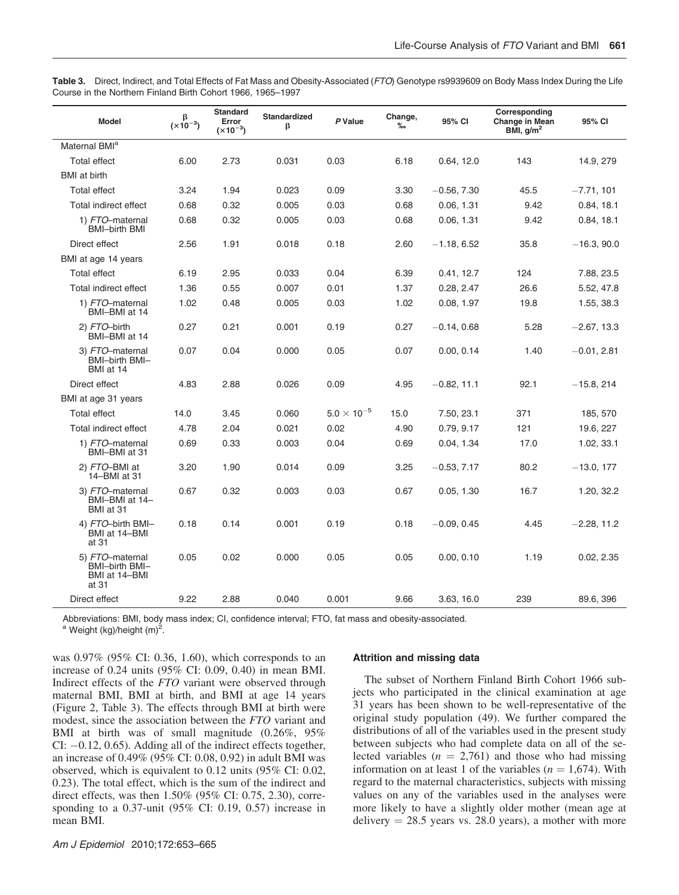**Table 3.** Direct, Indirect, and Total Effects of Fat Mass and Obesity-Associated (*FTO*) Genotype rs9939609 on Body Mass Index During the Life Course in the Northern Finland Birth Cohort 1966, 1965–1997

| Model | β ($\times 10^{-3}$) | Standard Error ($\times 10^{-3}$) | Standardized β | P Value | Change, ‰ | 95% CI | Corresponding Change in Mean BMI, g/m² | 95% CI |
|---|---|---|---|---|---|---|---|---|
| Maternal BMI[a] | | | | | | | | |
| Total effect | 6.00 | 2.73 | 0.031 | 0.03 | 6.18 | 0.64, 12.0 | 143 | 14.9, 279 |
| BMI at birth | | | | | | | | |
| Total effect | 3.24 | 1.94 | 0.023 | 0.09 | 3.30 | −0.56, 7.30 | 45.5 | −7.71, 101 |
| Total indirect effect | 0.68 | 0.32 | 0.005 | 0.03 | 0.68 | 0.06, 1.31 | 9.42 | 0.84, 18.1 |
| 1) *FTO*–maternal BMI–birth BMI | 0.68 | 0.32 | 0.005 | 0.03 | 0.68 | 0.06, 1.31 | 9.42 | 0.84, 18.1 |
| Direct effect | 2.56 | 1.91 | 0.018 | 0.18 | 2.60 | −1.18, 6.52 | 35.8 | −16.3, 90.0 |
| BMI at age 14 years | | | | | | | | |
| Total effect | 6.19 | 2.95 | 0.033 | 0.04 | 6.39 | 0.41, 12.7 | 124 | 7.88, 23.5 |
| Total indirect effect | 1.36 | 0.55 | 0.007 | 0.01 | 1.37 | 0.28, 2.47 | 26.6 | 5.52, 47.8 |
| 1) *FTO*–maternal BMI–BMI at 14 | 1.02 | 0.48 | 0.005 | 0.03 | 1.02 | 0.08, 1.97 | 19.8 | 1.55, 38.3 |
| 2) *FTO*–birth BMI–BMI at 14 | 0.27 | 0.21 | 0.001 | 0.19 | 0.27 | −0.14, 0.68 | 5.28 | −2.67, 13.3 |
| 3) *FTO*–maternal BMI–birth BMI–BMI at 14 | 0.07 | 0.04 | 0.000 | 0.05 | 0.07 | 0.00, 0.14 | 1.40 | −0.01, 2.81 |
| Direct effect | 4.83 | 2.88 | 0.026 | 0.09 | 4.95 | −0.82, 11.1 | 92.1 | −15.8, 214 |
| BMI at age 31 years | | | | | | | | |
| Total effect | 14.0 | 3.45 | 0.060 | $5.0 \times 10^{-5}$ | 15.0 | 7.50, 23.1 | 371 | 185, 570 |
| Total indirect effect | 4.78 | 2.04 | 0.021 | 0.02 | 4.90 | 0.79, 9.17 | 121 | 19.6, 227 |
| 1) *FTO*–maternal BMI–BMI at 31 | 0.69 | 0.33 | 0.003 | 0.04 | 0.69 | 0.04, 1.34 | 17.0 | 1.02, 33.1 |
| 2) *FTO*–BMI at 14–BMI at 31 | 3.20 | 1.90 | 0.014 | 0.09 | 3.25 | −0.53, 7.17 | 80.2 | −13.0, 177 |
| 3) *FTO*–maternal BMI–BMI at 14–BMI at 31 | 0.67 | 0.32 | 0.003 | 0.03 | 0.67 | 0.05, 1.30 | 16.7 | 1.20, 32.2 |
| 4) *FTO*–birth BMI–BMI at 14–BMI at 31 | 0.18 | 0.14 | 0.001 | 0.19 | 0.18 | −0.09, 0.45 | 4.45 | −2.28, 11.2 |
| 5) *FTO*–maternal BMI–birth BMI–BMI at 14–BMI at 31 | 0.05 | 0.02 | 0.000 | 0.05 | 0.05 | 0.00, 0.10 | 1.19 | 0.02, 2.35 |
| Direct effect | 9.22 | 2.88 | 0.040 | 0.001 | 9.66 | 3.63, 16.0 | 239 | 89.6, 396 |

Abbreviations: BMI, body mass index; CI, confidence interval; FTO, fat mass and obesity-associated.
[a] Weight (kg)/height (m)$^2$.

was 0.97% (95% CI: 0.36, 1.60), which corresponds to an increase of 0.24 units (95% CI: 0.09, 0.40) in mean BMI. Indirect effects of the *FTO* variant were observed through maternal BMI, BMI at birth, and BMI at age 14 years (Figure 2, Table 3). The effects through BMI at birth were modest, since the association between the *FTO* variant and BMI at birth was of small magnitude (0.26%, 95% CI: −0.12, 0.65). Adding all of the indirect effects together, an increase of 0.49% (95% CI: 0.08, 0.92) in adult BMI was observed, which is equivalent to 0.12 units (95% CI: 0.02, 0.23). The total effect, which is the sum of the indirect and direct effects, was then 1.50% (95% CI: 0.75, 2.30), corresponding to a 0.37-unit (95% CI: 0.19, 0.57) increase in mean BMI.

#### Attrition and missing data

The subset of Northern Finland Birth Cohort 1966 subjects who participated in the clinical examination at age 31 years has been shown to be well-representative of the original study population (49). We further compared the distributions of all of the variables used in the present study between subjects who had complete data on all of the selected variables ($n$ = 2,761) and those who had missing information on at least 1 of the variables ($n$ = 1,674). With regard to the maternal characteristics, subjects with missing values on any of the variables used in the analyses were more likely to have a slightly older mother (mean age at delivery = 28.5 years vs. 28.0 years), a mother with more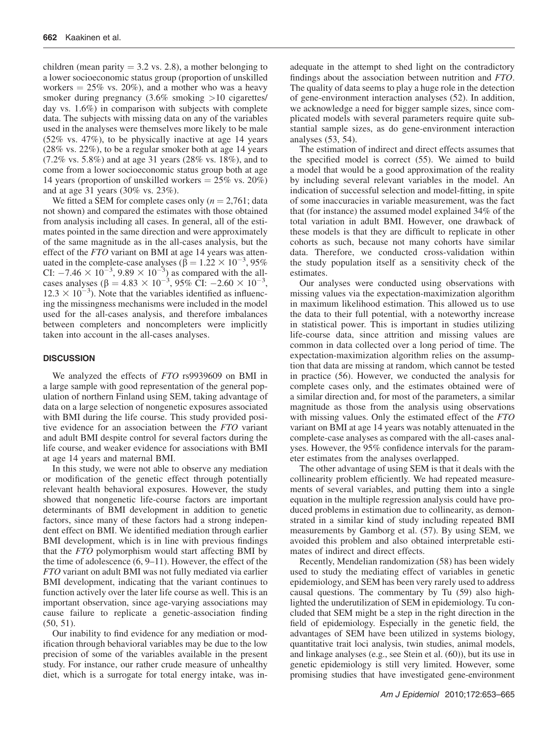children (mean parity = 3.2 vs. 2.8), a mother belonging to a lower socioeconomic status group (proportion of unskilled workers = 25% vs. 20%), and a mother who was a heavy smoker during pregnancy (3.6% smoking >10 cigarettes/day vs. 1.6%) in comparison with subjects with complete data. The subjects with missing data on any of the variables used in the analyses were themselves more likely to be male (52% vs. 47%), to be physically inactive at age 14 years (28% vs. 22%), to be a regular smoker both at age 14 years (7.2% vs. 5.8%) and at age 31 years (28% vs. 18%), and to come from a lower socioeconomic status group both at age 14 years (proportion of unskilled workers = 25% vs. 20%) and at age 31 years (30% vs. 23%).

We fitted a SEM for complete cases only ($n = 2{,}761$; data not shown) and compared the estimates with those obtained from analysis including all cases. In general, all of the estimates pointed in the same direction and were approximately of the same magnitude as in the all-cases analysis, but the effect of the *FTO* variant on BMI at age 14 years was attenuated in the complete-case analyses ($\beta = 1.22 \times 10^{-3}$, 95% CI: $-7.46 \times 10^{-3}$, $9.89 \times 10^{-3}$) as compared with the all-cases analyses ($\beta = 4.83 \times 10^{-3}$, 95% CI: $-2.60 \times 10^{-3}$, $12.3 \times 10^{-3}$). Note that the variables identified as influencing the missingness mechanisms were included in the model used for the all-cases analysis, and therefore imbalances between completers and noncompleters were implicitly taken into account in the all-cases analyses.

## DISCUSSION

We analyzed the effects of *FTO* rs9939609 on BMI in a large sample with good representation of the general population of northern Finland using SEM, taking advantage of data on a large selection of nongenetic exposures associated with BMI during the life course. This study provided positive evidence for an association between the *FTO* variant and adult BMI despite control for several factors during the life course, and weaker evidence for associations with BMI at age 14 years and maternal BMI.

In this study, we were not able to observe any mediation or modification of the genetic effect through potentially relevant health behavioral exposures. However, the study showed that nongenetic life-course factors are important determinants of BMI development in addition to genetic factors, since many of these factors had a strong independent effect on BMI. We identified mediation through earlier BMI development, which is in line with previous findings that the *FTO* polymorphism would start affecting BMI by the time of adolescence (6, 9–11). However, the effect of the *FTO* variant on adult BMI was not fully mediated via earlier BMI development, indicating that the variant continues to function actively over the later life course as well. This is an important observation, since age-varying associations may cause failure to replicate a genetic-association finding (50, 51).

Our inability to find evidence for any mediation or modification through behavioral variables may be due to the low precision of some of the variables available in the present study. For instance, our rather crude measure of unhealthy diet, which is a surrogate for total energy intake, was inadequate in the attempt to shed light on the contradictory findings about the association between nutrition and *FTO*. The quality of data seems to play a huge role in the detection of gene-environment interaction analyses (52). In addition, we acknowledge a need for bigger sample sizes, since complicated models with several parameters require quite substantial sample sizes, as do gene-environment interaction analyses (53, 54).

The estimation of indirect and direct effects assumes that the specified model is correct (55). We aimed to build a model that would be a good approximation of the reality by including several relevant variables in the model. An indication of successful selection and model-fitting, in spite of some inaccuracies in variable measurement, was the fact that (for instance) the assumed model explained 34% of the total variation in adult BMI. However, one drawback of these models is that they are difficult to replicate in other cohorts as such, because not many cohorts have similar data. Therefore, we conducted cross-validation within the study population itself as a sensitivity check of the estimates.

Our analyses were conducted using observations with missing values via the expectation-maximization algorithm in maximum likelihood estimation. This allowed us to use the data to their full potential, with a noteworthy increase in statistical power. This is important in studies utilizing life-course data, since attrition and missing values are common in data collected over a long period of time. The expectation-maximization algorithm relies on the assumption that data are missing at random, which cannot be tested in practice (56). However, we conducted the analysis for complete cases only, and the estimates obtained were of a similar direction and, for most of the parameters, a similar magnitude as those from the analysis using observations with missing values. Only the estimated effect of the *FTO* variant on BMI at age 14 years was notably attenuated in the complete-case analyses as compared with the all-cases analyses. However, the 95% confidence intervals for the parameter estimates from the analyses overlapped.

The other advantage of using SEM is that it deals with the collinearity problem efficiently. We had repeated measurements of several variables, and putting them into a single equation in the multiple regression analysis could have produced problems in estimation due to collinearity, as demonstrated in a similar kind of study including repeated BMI measurements by Gamborg et al. (57). By using SEM, we avoided this problem and also obtained interpretable estimates of indirect and direct effects.

Recently, Mendelian randomization (58) has been widely used to study the mediating effect of variables in genetic epidemiology, and SEM has been very rarely used to address causal questions. The commentary by Tu (59) also highlighted the underutilization of SEM in epidemiology. Tu concluded that SEM might be a step in the right direction in the field of epidemiology. Especially in the genetic field, the advantages of SEM have been utilized in systems biology, quantitative trait loci analysis, twin studies, animal models, and linkage analyses (e.g., see Stein et al. (60)), but its use in genetic epidemiology is still very limited. However, some promising studies that have investigated gene-environment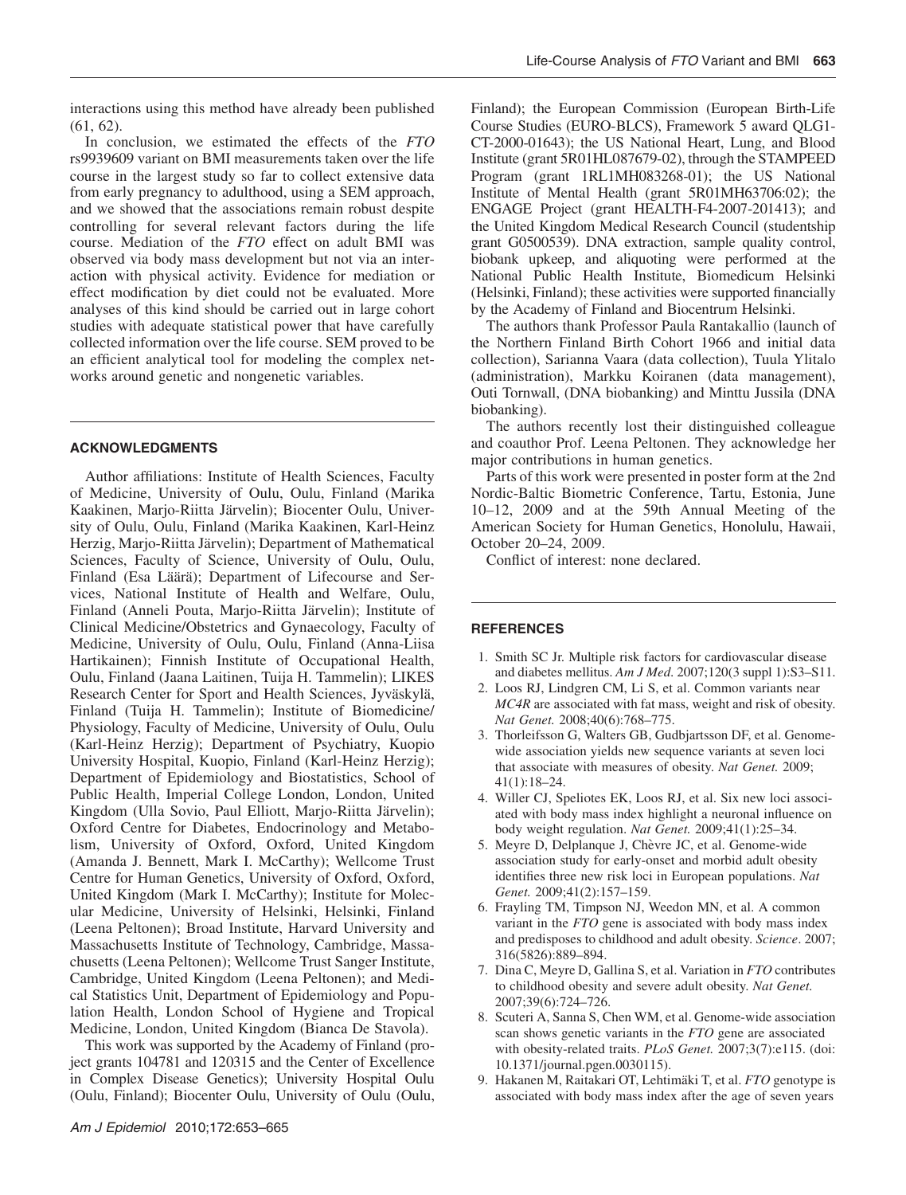interactions using this method have already been published (61, 62).

In conclusion, we estimated the effects of the *FTO* rs9939609 variant on BMI measurements taken over the life course in the largest study so far to collect extensive data from early pregnancy to adulthood, using a SEM approach, and we showed that the associations remain robust despite controlling for several relevant factors during the life course. Mediation of the *FTO* effect on adult BMI was observed via body mass development but not via an interaction with physical activity. Evidence for mediation or effect modification by diet could not be evaluated. More analyses of this kind should be carried out in large cohort studies with adequate statistical power that have carefully collected information over the life course. SEM proved to be an efficient analytical tool for modeling the complex networks around genetic and nongenetic variables.

## ACKNOWLEDGMENTS

Author affiliations: Institute of Health Sciences, Faculty of Medicine, University of Oulu, Oulu, Finland (Marika Kaakinen, Marjo-Riitta Järvelin); Biocenter Oulu, University of Oulu, Oulu, Finland (Marika Kaakinen, Karl-Heinz Herzig, Marjo-Riitta Järvelin); Department of Mathematical Sciences, Faculty of Science, University of Oulu, Oulu, Finland (Esa Läärä); Department of Lifecourse and Services, National Institute of Health and Welfare, Oulu, Finland (Anneli Pouta, Marjo-Riitta Järvelin); Institute of Clinical Medicine/Obstetrics and Gynaecology, Faculty of Medicine, University of Oulu, Oulu, Finland (Anna-Liisa Hartikainen); Finnish Institute of Occupational Health, Oulu, Finland (Jaana Laitinen, Tuija H. Tammelin); LIKES Research Center for Sport and Health Sciences, Jyväskylä, Finland (Tuija H. Tammelin); Institute of Biomedicine/ Physiology, Faculty of Medicine, University of Oulu, Oulu (Karl-Heinz Herzig); Department of Psychiatry, Kuopio University Hospital, Kuopio, Finland (Karl-Heinz Herzig); Department of Epidemiology and Biostatistics, School of Public Health, Imperial College London, London, United Kingdom (Ulla Sovio, Paul Elliott, Marjo-Riitta Järvelin); Oxford Centre for Diabetes, Endocrinology and Metabolism, University of Oxford, Oxford, United Kingdom (Amanda J. Bennett, Mark I. McCarthy); Wellcome Trust Centre for Human Genetics, University of Oxford, Oxford, United Kingdom (Mark I. McCarthy); Institute for Molecular Medicine, University of Helsinki, Helsinki, Finland (Leena Peltonen); Broad Institute, Harvard University and Massachusetts Institute of Technology, Cambridge, Massachusetts (Leena Peltonen); Wellcome Trust Sanger Institute, Cambridge, United Kingdom (Leena Peltonen); and Medical Statistics Unit, Department of Epidemiology and Population Health, London School of Hygiene and Tropical Medicine, London, United Kingdom (Bianca De Stavola).

This work was supported by the Academy of Finland (project grants 104781 and 120315 and the Center of Excellence in Complex Disease Genetics); University Hospital Oulu (Oulu, Finland); Biocenter Oulu, University of Oulu (Oulu, Finland); the European Commission (European Birth-Life Course Studies (EURO-BLCS), Framework 5 award QLG1-CT-2000-01643); the US National Heart, Lung, and Blood Institute (grant 5R01HL087679-02), through the STAMPEED Program (grant 1RL1MH083268-01); the US National Institute of Mental Health (grant 5R01MH63706:02); the ENGAGE Project (grant HEALTH-F4-2007-201413); and the United Kingdom Medical Research Council (studentship grant G0500539). DNA extraction, sample quality control, biobank upkeep, and aliquoting were performed at the National Public Health Institute, Biomedicum Helsinki (Helsinki, Finland); these activities were supported financially by the Academy of Finland and Biocentrum Helsinki.

The authors thank Professor Paula Rantakallio (launch of the Northern Finland Birth Cohort 1966 and initial data collection), Sarianna Vaara (data collection), Tuula Ylitalo (administration), Markku Koiranen (data management), Outi Tornwall, (DNA biobanking) and Minttu Jussila (DNA biobanking).

The authors recently lost their distinguished colleague and coauthor Prof. Leena Peltonen. They acknowledge her major contributions in human genetics.

Parts of this work were presented in poster form at the 2nd Nordic-Baltic Biometric Conference, Tartu, Estonia, June 10–12, 2009 and at the 59th Annual Meeting of the American Society for Human Genetics, Honolulu, Hawaii, October 20–24, 2009.

Conflict of interest: none declared.

## REFERENCES

1. Smith SC Jr. Multiple risk factors for cardiovascular disease and diabetes mellitus. *Am J Med*. 2007;120(3 suppl 1):S3–S11.
2. Loos RJ, Lindgren CM, Li S, et al. Common variants near *MC4R* are associated with fat mass, weight and risk of obesity. *Nat Genet.* 2008;40(6):768–775.
3. Thorleifsson G, Walters GB, Gudbjartsson DF, et al. Genome-wide association yields new sequence variants at seven loci that associate with measures of obesity. *Nat Genet.* 2009; 41(1):18–24.
4. Willer CJ, Speliotes EK, Loos RJ, et al. Six new loci associated with body mass index highlight a neuronal influence on body weight regulation. *Nat Genet.* 2009;41(1):25–34.
5. Meyre D, Delplanque J, Chèvre JC, et al. Genome-wide association study for early-onset and morbid adult obesity identifies three new risk loci in European populations. *Nat Genet.* 2009;41(2):157–159.
6. Frayling TM, Timpson NJ, Weedon MN, et al. A common variant in the *FTO* gene is associated with body mass index and predisposes to childhood and adult obesity. *Science*. 2007; 316(5826):889–894.
7. Dina C, Meyre D, Gallina S, et al. Variation in *FTO* contributes to childhood obesity and severe adult obesity. *Nat Genet.* 2007;39(6):724–726.
8. Scuteri A, Sanna S, Chen WM, et al. Genome-wide association scan shows genetic variants in the *FTO* gene are associated with obesity-related traits. *PLoS Genet.* 2007;3(7):e115. (doi: 10.1371/journal.pgen.0030115).
9. Hakanen M, Raitakari OT, Lehtimäki T, et al. *FTO* genotype is associated with body mass index after the age of seven years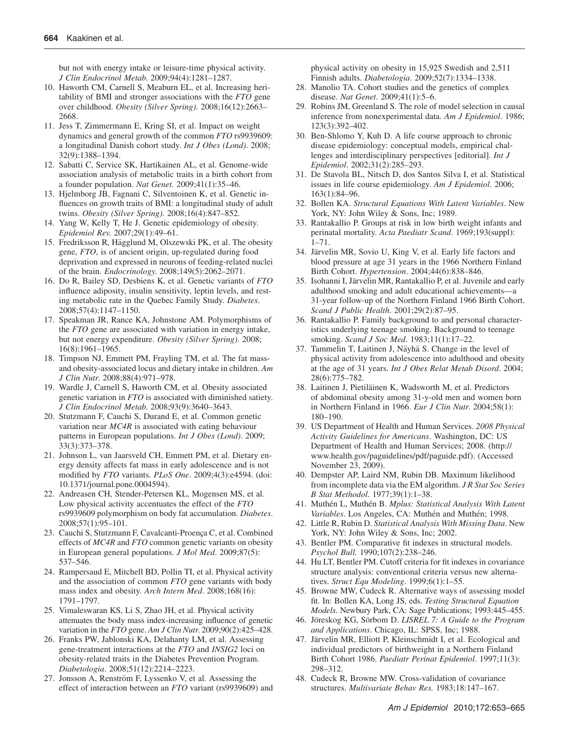but not with energy intake or leisure-time physical activity. *J Clin Endocrinol Metab*. 2009;94(4):1281–1287.

10. Haworth CM, Carnell S, Meaburn EL, et al. Increasing heritability of BMI and stronger associations with the *FTO* gene over childhood. *Obesity (Silver Spring)*. 2008;16(12):2663–2668.
11. Jess T, Zimmermann E, Kring SI, et al. Impact on weight dynamics and general growth of the common *FTO* rs9939609: a longitudinal Danish cohort study. *Int J Obes (Lond)*. 2008;32(9):1388–1394.
12. Sabatti C, Service SK, Hartikainen AL, et al. Genome-wide association analysis of metabolic traits in a birth cohort from a founder population. *Nat Genet*. 2009;41(1):35–46.
13. Hjelmborg JB, Fagnani C, Silventoinen K, et al. Genetic influences on growth traits of BMI: a longitudinal study of adult twins. *Obesity (Silver Spring)*. 2008;16(4):847–852.
14. Yang W, Kelly T, He J. Genetic epidemiology of obesity. *Epidemiol Rev*. 2007;29(1):49–61.
15. Fredriksson R, Hägglund M, Olszewski PK, et al. The obesity gene, *FTO*, is of ancient origin, up-regulated during food deprivation and expressed in neurons of feeding-related nuclei of the brain. *Endocrinology*. 2008;149(5):2062–2071.
16. Do R, Bailey SD, Desbiens K, et al. Genetic variants of *FTO* influence adiposity, insulin sensitivity, leptin levels, and resting metabolic rate in the Quebec Family Study. *Diabetes*. 2008;57(4):1147–1150.
17. Speakman JR, Rance KA, Johnstone AM. Polymorphisms of the *FTO* gene are associated with variation in energy intake, but not energy expenditure. *Obesity (Silver Spring)*. 2008;16(8):1961–1965.
18. Timpson NJ, Emmett PM, Frayling TM, et al. The fat mass- and obesity-associated locus and dietary intake in children. *Am J Clin Nutr*. 2008;88(4):971–978.
19. Wardle J, Carnell S, Haworth CM, et al. Obesity associated genetic variation in *FTO* is associated with diminished satiety. *J Clin Endocrinol Metab*. 2008;93(9):3640–3643.
20. Stutzmann F, Cauchi S, Durand E, et al. Common genetic variation near *MC4R* is associated with eating behaviour patterns in European populations. *Int J Obes (Lond)*. 2009;33(3):373–378.
21. Johnson L, van Jaarsveld CH, Emmett PM, et al. Dietary energy density affects fat mass in early adolescence and is not modified by *FTO* variants. *PLoS One*. 2009;4(3):e4594. (doi:10.1371/journal.pone.0004594).
22. Andreasen CH, Stender-Petersen KL, Mogensen MS, et al. Low physical activity accentuates the effect of the *FTO* rs9939609 polymorphism on body fat accumulation. *Diabetes*. 2008;57(1):95–101.
23. Cauchi S, Stutzmann F, Cavalcanti-Proença C, et al. Combined effects of *MC4R* and *FTO* common genetic variants on obesity in European general populations. *J Mol Med*. 2009;87(5):537–546.
24. Rampersaud E, Mitchell BD, Pollin TI, et al. Physical activity and the association of common *FTO* gene variants with body mass index and obesity. *Arch Intern Med*. 2008;168(16):1791–1797.
25. Vimaleswaran KS, Li S, Zhao JH, et al. Physical activity attenuates the body mass index-increasing influence of genetic variation in the *FTO* gene. *Am J Clin Nutr*. 2009;90(2):425–428.
26. Franks PW, Jablonski KA, Delahanty LM, et al. Assessing gene-treatment interactions at the *FTO* and *INSIG2* loci on obesity-related traits in the Diabetes Prevention Program. *Diabetologia*. 2008;51(12):2214–2223.
27. Jonsson A, Renström F, Lyssenko V, et al. Assessing the effect of interaction between an *FTO* variant (rs9939609) and physical activity on obesity in 15,925 Swedish and 2,511 Finnish adults. *Diabetologia*. 2009;52(7):1334–1338.
28. Manolio TA. Cohort studies and the genetics of complex disease. *Nat Genet*. 2009;41(1):5–6.
29. Robins JM, Greenland S. The role of model selection in causal inference from nonexperimental data. *Am J Epidemiol*. 1986;123(3):392–402.
30. Ben-Shlomo Y, Kuh D. A life course approach to chronic disease epidemiology: conceptual models, empirical challenges and interdisciplinary perspectives [editorial]. *Int J Epidemiol*. 2002;31(2):285–293.
31. De Stavola BL, Nitsch D, dos Santos Silva I, et al. Statistical issues in life course epidemiology. *Am J Epidemiol*. 2006;163(1):84–96.
32. Bollen KA. *Structural Equations With Latent Variables*. New York, NY: John Wiley & Sons, Inc; 1989.
33. Rantakallio P. Groups at risk in low birth weight infants and perinatal mortality. *Acta Paediatr Scand*. 1969;193(suppl):1–71.
34. Järvelin MR, Sovio U, King V, et al. Early life factors and blood pressure at age 31 years in the 1966 Northern Finland Birth Cohort. *Hypertension*. 2004;44(6):838–846.
35. Isohanni I, Järvelin MR, Rantakallio P, et al. Juvenile and early adulthood smoking and adult educational achievements—a 31-year follow-up of the Northern Finland 1966 Birth Cohort. *Scand J Public Health*. 2001;29(2):87–95.
36. Rantakallio P. Family background to and personal characteristics underlying teenage smoking. Background to teenage smoking. *Scand J Soc Med*. 1983;11(1):17–22.
37. Tammelin T, Laitinen J, Näyhä S. Change in the level of physical activity from adolescence into adulthood and obesity at the age of 31 years. *Int J Obes Relat Metab Disord*. 2004;28(6):775–782.
38. Laitinen J, Pietiläinen K, Wadsworth M, et al. Predictors of abdominal obesity among 31-y-old men and women born in Northern Finland in 1966. *Eur J Clin Nutr*. 2004;58(1):180–190.
39. US Department of Health and Human Services. *2008 Physical Activity Guidelines for Americans*. Washington, DC: US Department of Health and Human Services; 2008. (http://www.health.gov/paguidelines/pdf/paguide.pdf). (Accessed November 23, 2009).
40. Dempster AP, Laird NM, Rubin DB. Maximum likelihood from incomplete data via the EM algorithm. *J R Stat Soc Series B Stat Methodol*. 1977;39(1):1–38.
41. Muthén L, Muthén B. *Mplus: Statistical Analysis With Latent Variables*. Los Angeles, CA: Muthén and Muthén; 1998.
42. Little R, Rubin D. *Statistical Analysis With Missing Data*. New York, NY: John Wiley & Sons, Inc; 2002.
43. Bentler PM. Comparative fit indexes in structural models. *Psychol Bull*. 1990;107(2):238–246.
44. Hu LT, Bentler PM. Cutoff criteria for fit indexes in covariance structure analysis: conventional criteria versus new alternatives. *Struct Equ Modeling*. 1999;6(1):1–55.
45. Browne MW, Cudeck R. Alternative ways of assessing model fit. In: Bollen KA, Long JS, eds. *Testing Structural Equation Models*. Newbury Park, CA: Sage Publications; 1993:445–455.
46. Jöreskog KG, Sörbom D. *LISREL 7: A Guide to the Program and Applications*. Chicago, IL: SPSS, Inc; 1988.
47. Järvelin MR, Elliott P, Kleinschmidt I, et al. Ecological and individual predictors of birthweight in a Northern Finland Birth Cohort 1986. *Paediatr Perinat Epidemiol*. 1997;11(3):298–312.
48. Cudeck R, Browne MW. Cross-validation of covariance structures. *Multivariate Behav Res*. 1983;18:147–167.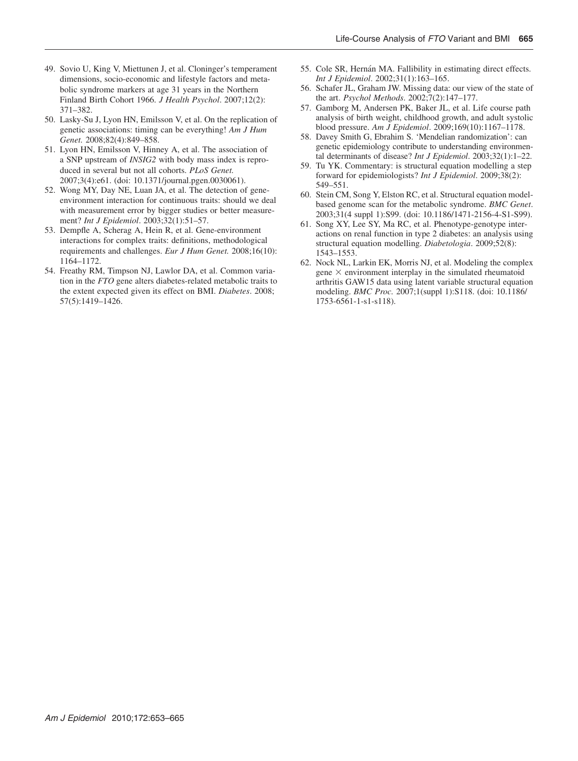49. Sovio U, King V, Miettunen J, et al. Cloninger's temperament dimensions, socio-economic and lifestyle factors and metabolic syndrome markers at age 31 years in the Northern Finland Birth Cohort 1966. *J Health Psychol*. 2007;12(2): 371–382.
50. Lasky-Su J, Lyon HN, Emilsson V, et al. On the replication of genetic associations: timing can be everything! *Am J Hum Genet.* 2008;82(4):849–858.
51. Lyon HN, Emilsson V, Hinney A, et al. The association of a SNP upstream of *INSIG2* with body mass index is reproduced in several but not all cohorts. *PLoS Genet.* 2007;3(4):e61. (doi: 10.1371/journal.pgen.0030061).
52. Wong MY, Day NE, Luan JA, et al. The detection of gene-environment interaction for continuous traits: should we deal with measurement error by bigger studies or better measurement? *Int J Epidemiol*. 2003;32(1):51–57.
53. Dempfle A, Scherag A, Hein R, et al. Gene-environment interactions for complex traits: definitions, methodological requirements and challenges. *Eur J Hum Genet.* 2008;16(10): 1164–1172.
54. Freathy RM, Timpson NJ, Lawlor DA, et al. Common variation in the *FTO* gene alters diabetes-related metabolic traits to the extent expected given its effect on BMI. *Diabetes*. 2008; 57(5):1419–1426.
55. Cole SR, Hernán MA. Fallibility in estimating direct effects. *Int J Epidemiol*. 2002;31(1):163–165.
56. Schafer JL, Graham JW. Missing data: our view of the state of the art. *Psychol Methods*. 2002;7(2):147–177.
57. Gamborg M, Andersen PK, Baker JL, et al. Life course path analysis of birth weight, childhood growth, and adult systolic blood pressure. *Am J Epidemiol*. 2009;169(10):1167–1178.
58. Davey Smith G, Ebrahim S. 'Mendelian randomization': can genetic epidemiology contribute to understanding environmental determinants of disease? *Int J Epidemiol*. 2003;32(1):1–22.
59. Tu YK. Commentary: is structural equation modelling a step forward for epidemiologists? *Int J Epidemiol*. 2009;38(2): 549–551.
60. Stein CM, Song Y, Elston RC, et al. Structural equation model-based genome scan for the metabolic syndrome. *BMC Genet*. 2003;31(4 suppl 1):S99. (doi: 10.1186/1471-2156-4-S1-S99).
61. Song XY, Lee SY, Ma RC, et al. Phenotype-genotype interactions on renal function in type 2 diabetes: an analysis using structural equation modelling. *Diabetologia*. 2009;52(8): 1543–1553.
62. Nock NL, Larkin EK, Morris NJ, et al. Modeling the complex gene $\times$ environment interplay in the simulated rheumatoid arthritis GAW15 data using latent variable structural equation modeling. *BMC Proc.* 2007;1(suppl 1):S118. (doi: 10.1186/ 1753-6561-1-s1-s118).